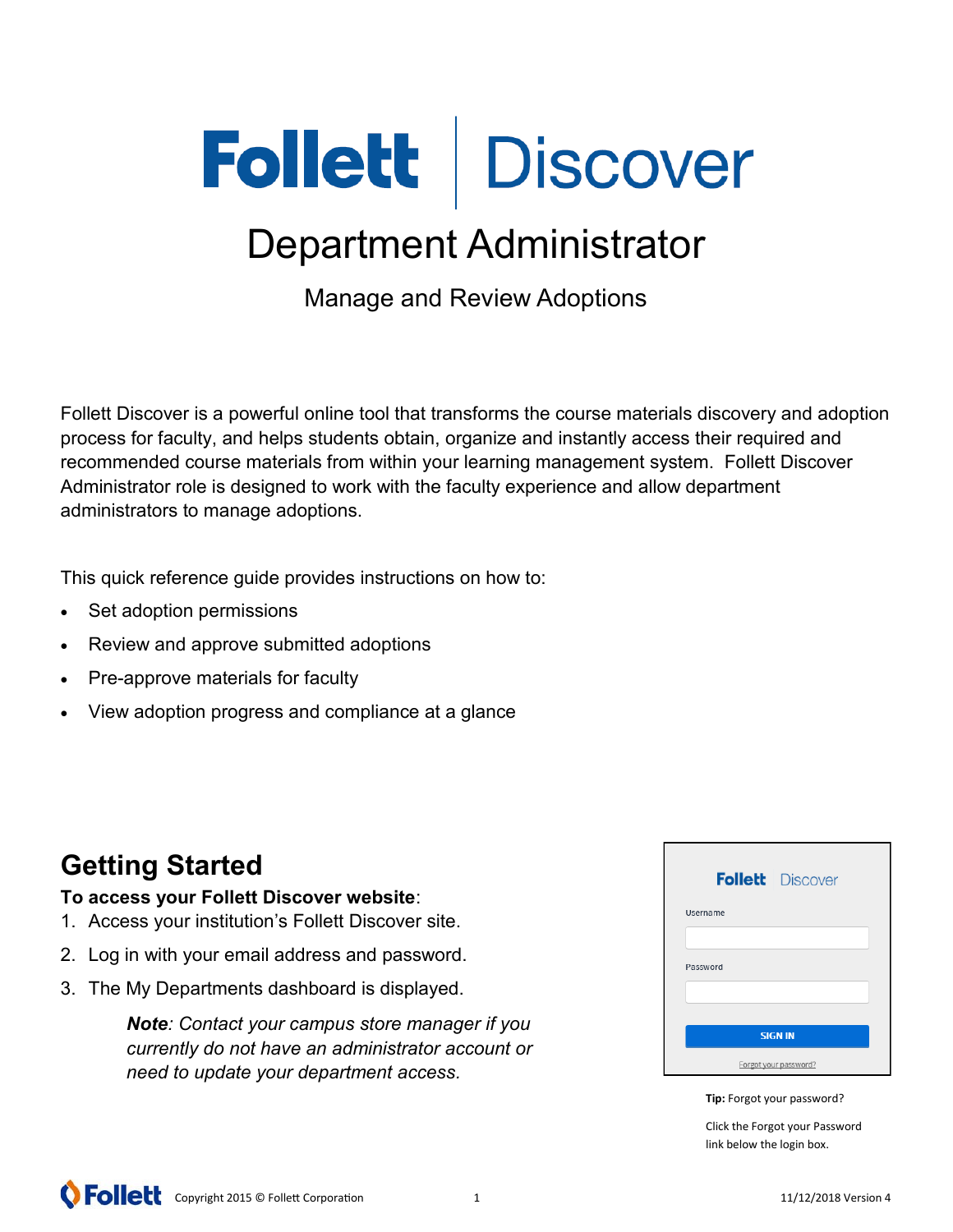# Follett | Discover

## Department Administrator

Manage and Review Adoptions

Follett Discover is a powerful online tool that transforms the course materials discovery and adoption process for faculty, and helps students obtain, organize and instantly access their required and recommended course materials from within your learning management system. Follett Discover Administrator role is designed to work with the faculty experience and allow department administrators to manage adoptions.

This quick reference guide provides instructions on how to:

- Set adoption permissions
- Review and approve submitted adoptions
- Pre-approve materials for faculty
- View adoption progress and compliance at a glance

## Getting Started

**To access your Follett Discover website**:

1. Access your institution's Follett Discover site.
2. Log in with your email address and password.
3. The My Departments dashboard is displayed.

> ***Note**: Contact your campus store manager if you currently do not have an administrator account or need to update your department access.*

Follett Discover

Username

Password

SIGN IN

Forgot your password?

**Tip:** Forgot your password?

Click the Forgot your Password link below the login box.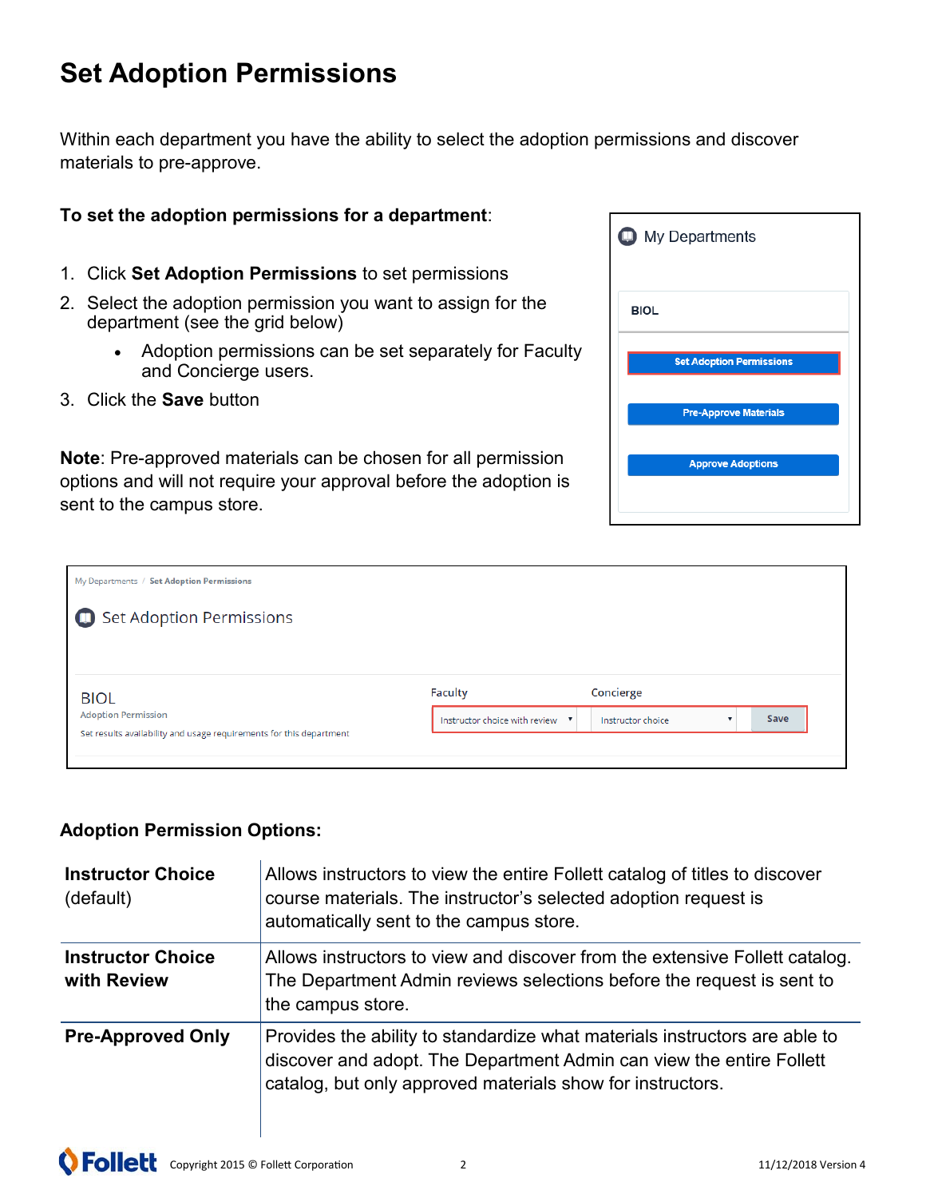# Set Adoption Permissions

Within each department you have the ability to select the adoption permissions and discover materials to pre-approve.

**To set the adoption permissions for a department**:

1. Click **Set Adoption Permissions** to set permissions
2. Select the adoption permission you want to assign for the department (see the grid below)
   - Adoption permissions can be set separately for Faculty and Concierge users.
3. Click the **Save** button

**Note**: Pre-approved materials can be chosen for all permission options and will not require your approval before the adoption is sent to the campus store.

**Adoption Permission Options:**

| | |
|---|---|
| **Instructor Choice** (default) | Allows instructors to view the entire Follett catalog of titles to discover course materials. The instructor's selected adoption request is automatically sent to the campus store. |
| **Instructor Choice with Review** | Allows instructors to view and discover from the extensive Follett catalog. The Department Admin reviews selections before the request is sent to the campus store. |
| **Pre-Approved Only** | Provides the ability to standardize what materials instructors are able to discover and adopt. The Department Admin can view the entire Follett catalog, but only approved materials show for instructors. |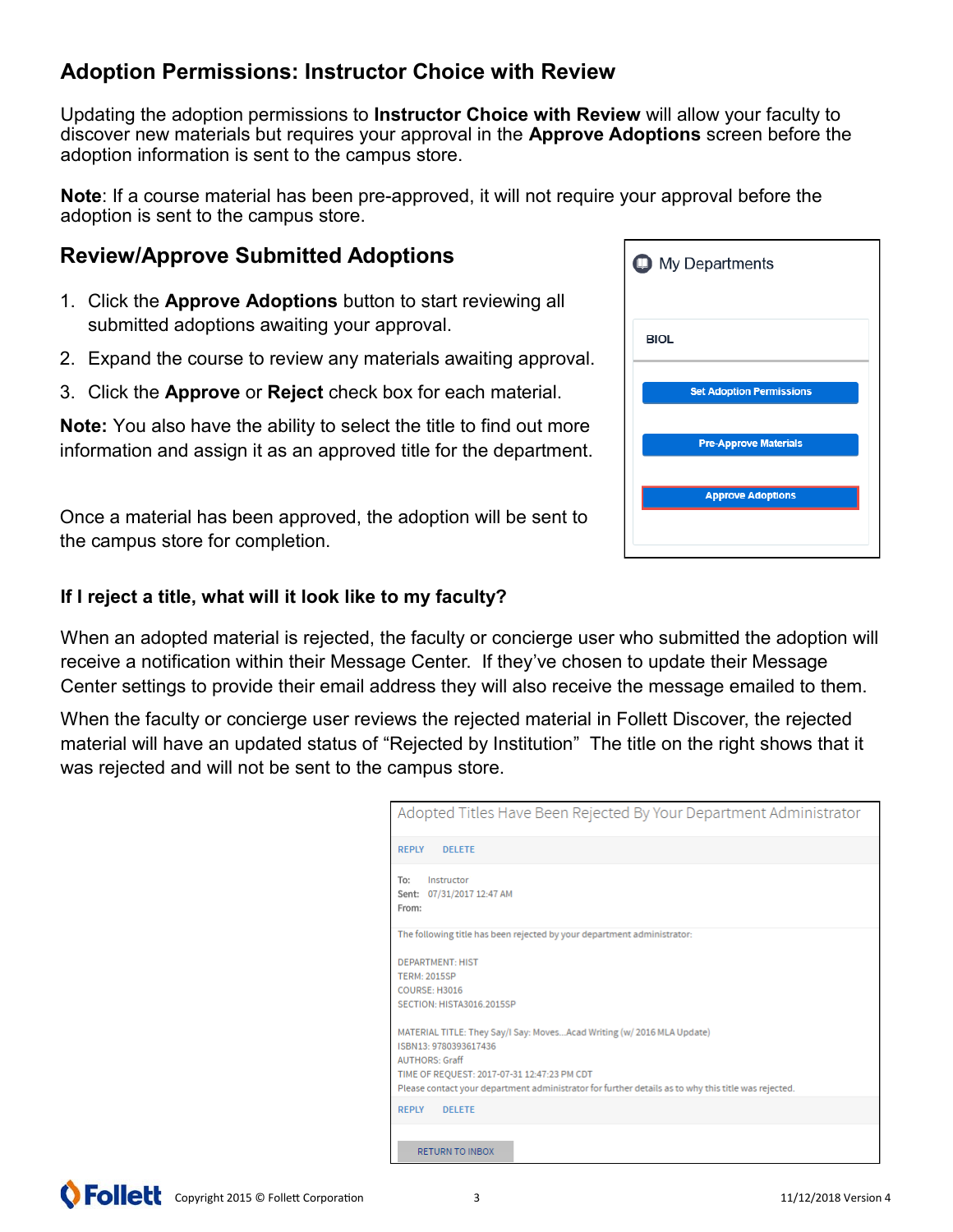## Adoption Permissions: Instructor Choice with Review

Updating the adoption permissions to **Instructor Choice with Review** will allow your faculty to discover new materials but requires your approval in the **Approve Adoptions** screen before the adoption information is sent to the campus store.

**Note**: If a course material has been pre-approved, it will not require your approval before the adoption is sent to the campus store.

## Review/Approve Submitted Adoptions

1. Click the **Approve Adoptions** button to start reviewing all submitted adoptions awaiting your approval.
2. Expand the course to review any materials awaiting approval.
3. Click the **Approve** or **Reject** check box for each material.

**Note:** You also have the ability to select the title to find out more information and assign it as an approved title for the department.

Once a material has been approved, the adoption will be sent to the campus store for completion.

My Departments

BIOL

Set Adoption Permissions

Pre-Approve Materials

Approve Adoptions

### If I reject a title, what will it look like to my faculty?

When an adopted material is rejected, the faculty or concierge user who submitted the adoption will receive a notification within their Message Center. If they've chosen to update their Message Center settings to provide their email address they will also receive the message emailed to them.

When the faculty or concierge user reviews the rejected material in Follett Discover, the rejected material will have an updated status of "Rejected by Institution" The title on the right shows that it was rejected and will not be sent to the campus store.

Adopted Titles Have Been Rejected By Your Department Administrator

REPLY DELETE

To: Instructor
Sent: 07/31/2017 12:47 AM
From:

The following title has been rejected by your department administrator:

DEPARTMENT: HIST
TERM: 2015SP
COURSE: H3016
SECTION: HISTA3016.2015SP

MATERIAL TITLE: They Say/I Say: Moves...Acad Writing (w/ 2016 MLA Update)
ISBN13: 9780393617436
AUTHORS: Graff
TIME OF REQUEST: 2017-07-31 12:47:23 PM CDT
Please contact your department administrator for further details as to why this title was rejected.

REPLY DELETE

RETURN TO INBOX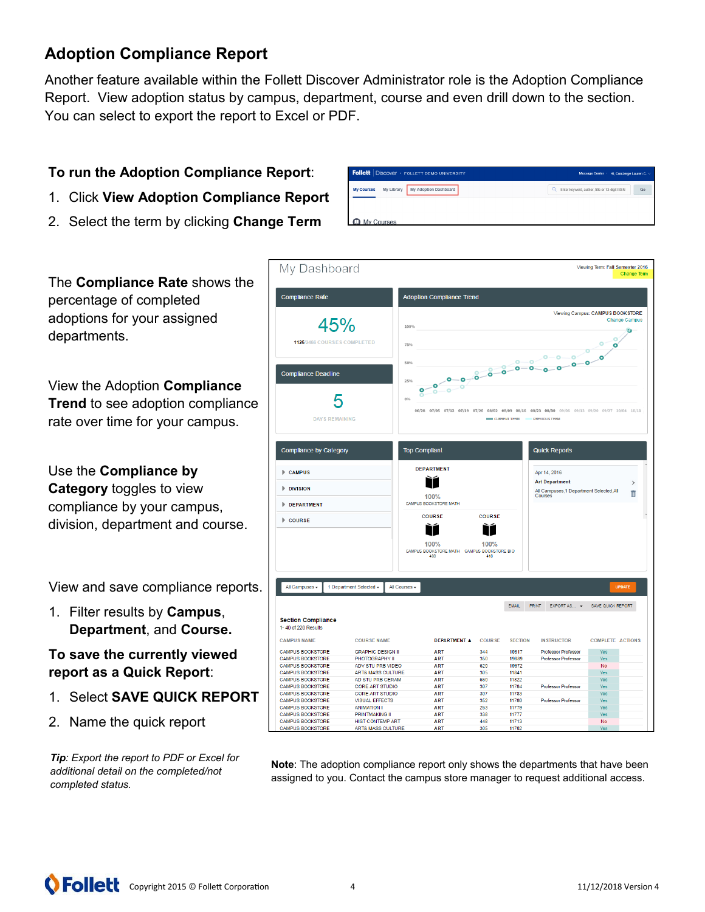## Adoption Compliance Report

Another feature available within the Follett Discover Administrator role is the Adoption Compliance Report. View adoption status by campus, department, course and even drill down to the section. You can select to export the report to Excel or PDF.

**To run the Adoption Compliance Report**:

1. Click **View Adoption Compliance Report**
2. Select the term by clicking **Change Term**

The **Compliance Rate** shows the percentage of completed adoptions for your assigned departments.

View the Adoption **Compliance Trend** to see adoption compliance rate over time for your campus.

Use the **Compliance by Category** toggles to view compliance by your campus, division, department and course.

View and save compliance reports.

1. Filter results by **Campus**, **Department**, and **Course.**

**To save the currently viewed report as a Quick Report**:

1. Select **SAVE QUICK REPORT**
2. Name the quick report

***Tip**: Export the report to PDF or Excel for additional detail on the completed/not completed status.*

**Note**: The adoption compliance report only shows the departments that have been assigned to you. Contact the campus store manager to request additional access.